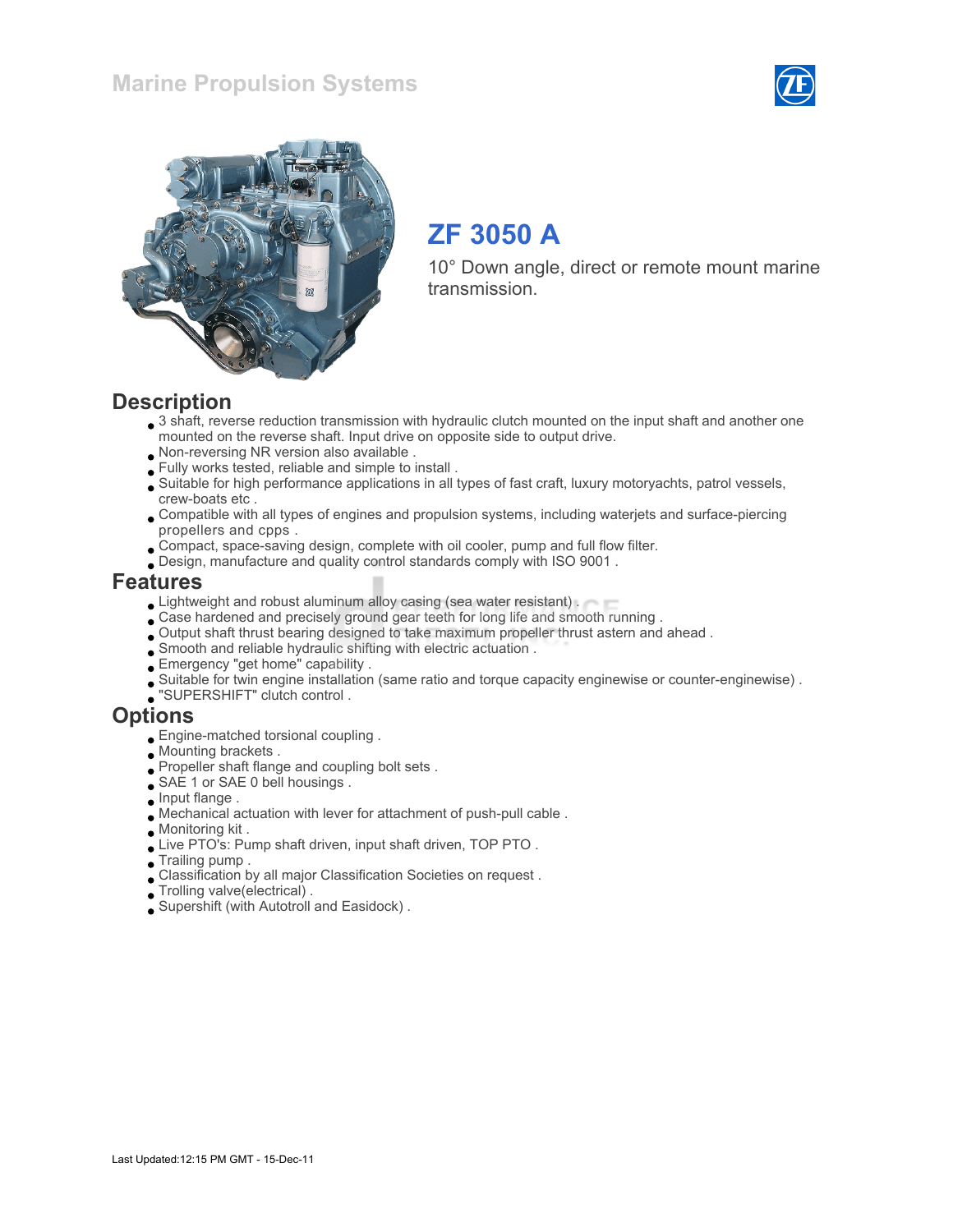Marine Propulsion Systems

# ZF 3050 A

10° Down angle, direct or remote mount marine transmission.

## Description

- 3 shaft, reverse reduction transmission with hydraulic clutch mounted on the input shaft and another one mounted on the reverse shaft. Input drive on opposite side to output drive.
- Non-reversing NR version also available .
- Fully works tested, reliable and simple to install .
- Suitable for high performance applications in all types of fast craft, luxury motoryachts, patrol vessels, crew-boats etc .
- Compatible with all types of engines and propulsion systems, including waterjets and surface-piercing propellers and cpps .
- Compact, space-saving design, complete with oil cooler, pump and full flow filter.
- Design, manufacture and quality control standards comply with ISO 9001 .

## Features

- Lightweight and robust aluminum alloy casing (sea water resistant) .
- Case hardened and precisely ground gear teeth for long life and smooth running .
- Output shaft thrust bearing designed to take maximum propeller thrust astern and ahead .
- Smooth and reliable hydraulic shifting with electric actuation .
- Emergency "get home" capability .
- Suitable for twin engine installation (same ratio and torque capacity enginewise or counter-enginewise) .
- "SUPERSHIFT" clutch control .

## Options

- Engine-matched torsional coupling .
- Mounting brackets .
- Propeller shaft flange and coupling bolt sets .
- SAE 1 or SAE 0 bell housings .
- Input flange .
- Mechanical actuation with lever for attachment of push-pull cable .
- Monitoring kit .
- Live PTO's: Pump shaft driven, input shaft driven, TOP PTO .
- Trailing pump .
- Classification by all major Classification Societies on request .
- Trolling valve(electrical) .
- Supershift (with Autotroll and Easidock) .

Last Updated:12:15 PM GMT - 15-Dec-11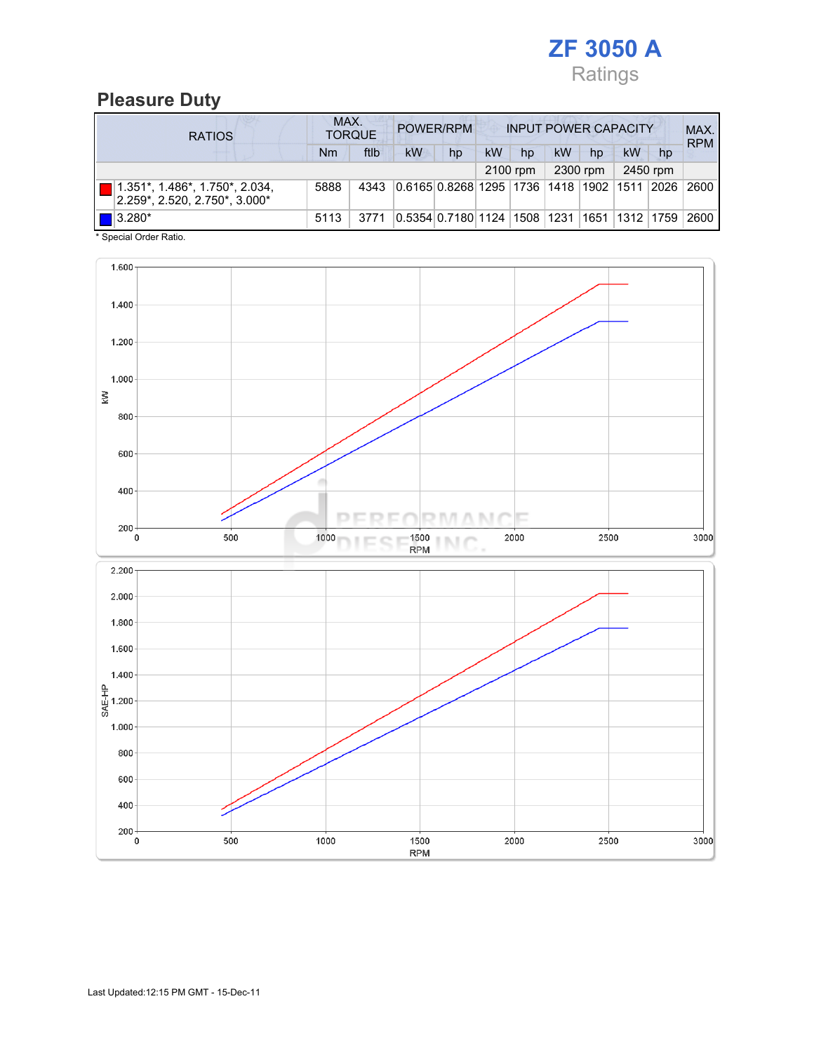# ZF 3050 A

Ratings

## Pleasure Duty

| RATIOS | MAX. TORQUE | | POWER/RPM | | INPUT POWER CAPACITY | | | | | | MAX. RPM |
|---|---|---|---|---|---|---|---|---|---|---|---|
| | Nm | ftlb | kW | hp | kW | hp | kW | hp | kW | hp | |
| | | | | | 2100 rpm | | 2300 rpm | | 2450 rpm | | |
| 1.351*, 1.486*, 1.750*, 2.034, 2.259*, 2.520, 2.750*, 3.000* | 5888 | 4343 | 0.6165 | 0.8268 | 1295 | 1736 | 1418 | 1902 | 1511 | 2026 | 2600 |
| 3.280* | 5113 | 3771 | 0.5354 | 0.7180 | 1124 | 1508 | 1231 | 1651 | 1312 | 1759 | 2600 |

\* Special Order Ratio.

Last Updated:12:15 PM GMT - 15-Dec-11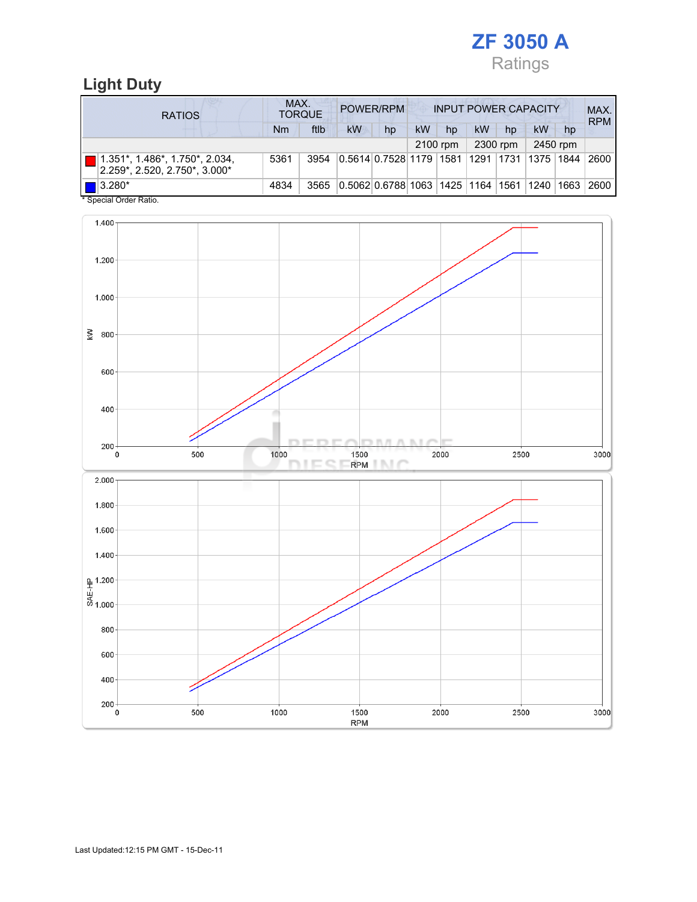# ZF 3050 A

Ratings

## Light Duty

| RATIOS | MAX. TORQUE | | POWER/RPM | | INPUT POWER CAPACITY | | | | | | MAX. RPM |
|---|---|---|---|---|---|---|---|---|---|---|---|
| | Nm | ftlb | kW | hp | kW | hp | kW | hp | kW | hp | |
| | | | | | 2100 rpm | | 2300 rpm | | 2450 rpm | | |
| 1.351*, 1.486*, 1.750*, 2.034, 2.259*, 2.520, 2.750*, 3.000* | 5361 | 3954 | 0.5614 | 0.7528 | 1179 | 1581 | 1291 | 1731 | 1375 | 1844 | 2600 |
| 3.280* | 4834 | 3565 | 0.5062 | 0.6788 | 1063 | 1425 | 1164 | 1561 | 1240 | 1663 | 2600 |

* Special Order Ratio.

Last Updated:12:15 PM GMT - 15-Dec-11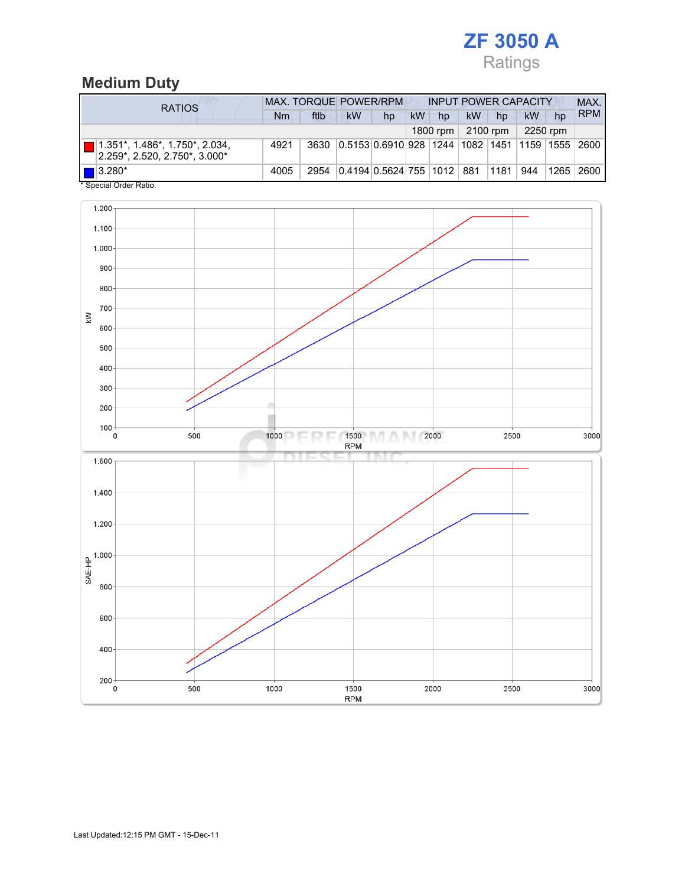# ZF 3050 A

Ratings

## Medium Duty

| RATIOS | MAX. TORQUE | | POWER/RPM | | INPUT POWER CAPACITY | | | | | | MAX. RPM |
|---|---|---|---|---|---|---|---|---|---|---|---|
| | Nm | ftlb | kW | hp | kW | hp | kW | hp | kW | hp | |
| | | | | | 1800 rpm | | 2100 rpm | | 2250 rpm | | |
| 1.351*, 1.486*, 1.750*, 2.034, 2.259*, 2.520, 2.750*, 3.000* | 4921 | 3630 | 0.5153 | 0.6910 | 928 | 1244 | 1082 | 1451 | 1159 | 1555 | 2600 |
| 3.280* | 4005 | 2954 | 0.4194 | 0.5624 | 755 | 1012 | 881 | 1181 | 944 | 1265 | 2600 |

* Special Order Ratio.

Last Updated:12:15 PM GMT - 15-Dec-11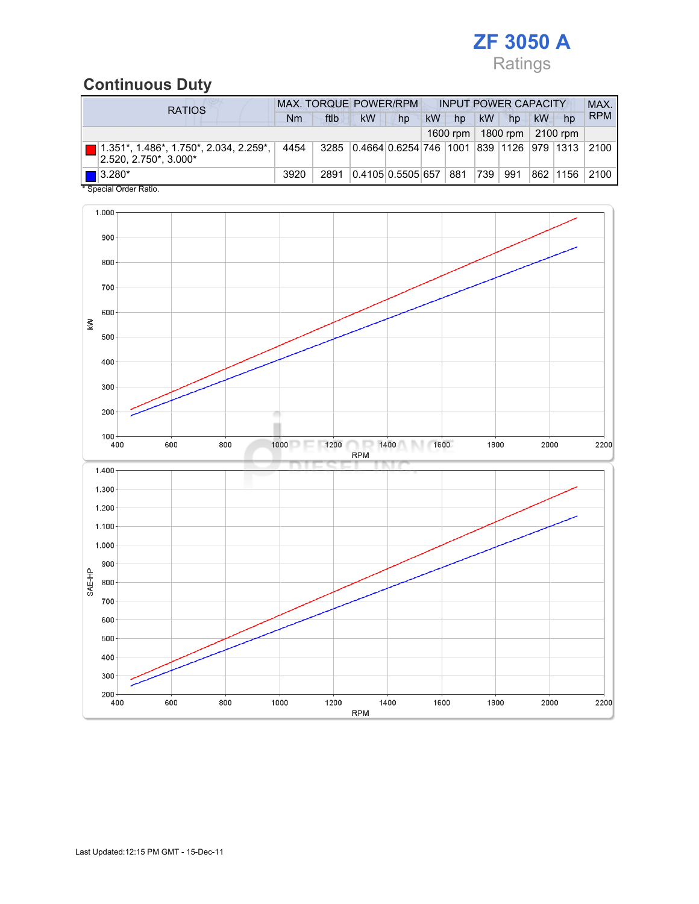# ZF 3050 A

Ratings

## Continuous Duty

| RATIOS | MAX. TORQUE | | POWER/RPM | | INPUT POWER CAPACITY | | | | | | MAX. RPM |
|---|---|---|---|---|---|---|---|---|---|---|---|
| | Nm | ftlb | kW | hp | kW | hp | kW | hp | kW | hp | |
| | | | | | 1600 rpm | | 1800 rpm | | 2100 rpm | | |
| 1.351*, 1.486*, 1.750*, 2.034*, 2.259*, 2.520, 2.750*, 3.000* | 4454 | 3285 | 0.4664 | 0.6254 | 746 | 1001 | 839 | 1126 | 979 | 1313 | 2100 |
| 3.280* | 3920 | 2891 | 0.4105 | 0.5505 | 657 | 881 | 739 | 991 | 862 | 1156 | 2100 |

\* Special Order Ratio.

Last Updated:12:15 PM GMT - 15-Dec-11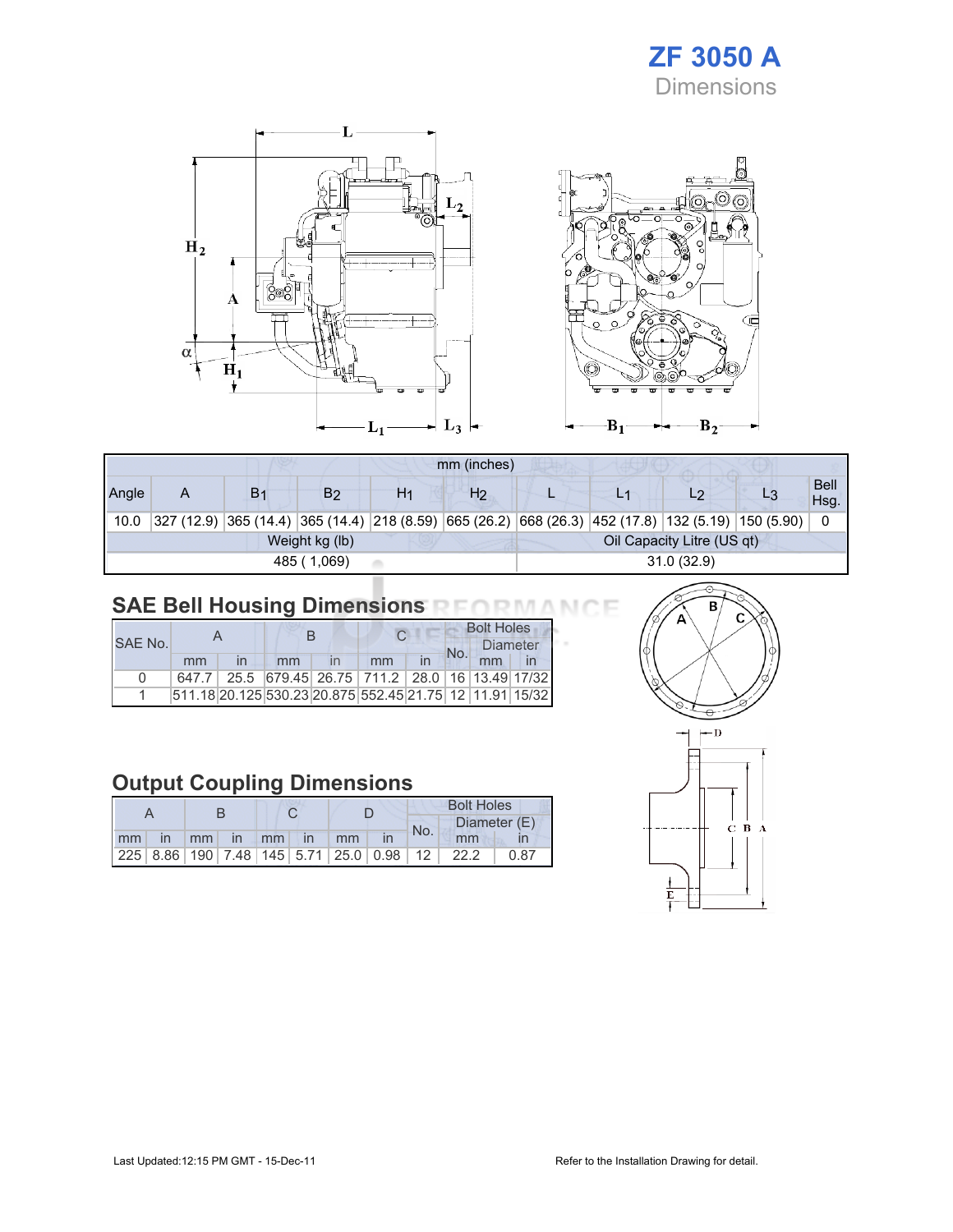# ZF 3050 A

Dimensions

| mm (inches) | | | | | | | | | | |
|---|---|---|---|---|---|---|---|---|---|---|
| Angle | A | $B_1$ | $B_2$ | $H_1$ | $H_2$ | L | $L_1$ | $L_2$ | $L_3$ | Bell Hsg. |
| 10.0 | 327 (12.9) | 365 (14.4) | 365 (14.4) | 218 (8.59) | 665 (26.2) | 668 (26.3) | 452 (17.8) | 132 (5.19) | 150 (5.90) | 0 |
| Weight kg (lb) | | | | | | Oil Capacity Litre (US qt) | | | | |
| 485 ( 1,069) | | | | | | 31.0 (32.9) | | | | |

## SAE Bell Housing Dimensions

| SAE No. | A | | B | | C | | Bolt Holes | | |
|---|---|---|---|---|---|---|---|---|---|
| | | | | | | | No. | Diameter | |
| | mm | in | mm | in | mm | in | | mm | in |
| 0 | 647.7 | 25.5 | 679.45 | 26.75 | 711.2 | 28.0 | 16 | 13.49 | 17/32 |
| 1 | 511.18 | 20.125 | 530.23 | 20.875 | 552.45 | 21.75 | 12 | 11.91 | 15/32 |

## Output Coupling Dimensions

| A | | B | | C | | D | | Bolt Holes | | |
|---|---|---|---|---|---|---|---|---|---|---|
| | | | | | | | | No. | Diameter (E) | |
| mm | in | mm | in | mm | in | mm | in | | mm | in |
| 225 | 8.86 | 190 | 7.48 | 145 | 5.71 | 25.0 | 0.98 | 12 | 22.2 | 0.87 |

Last Updated:12:15 PM GMT - 15-Dec-11

Refer to the Installation Drawing for detail.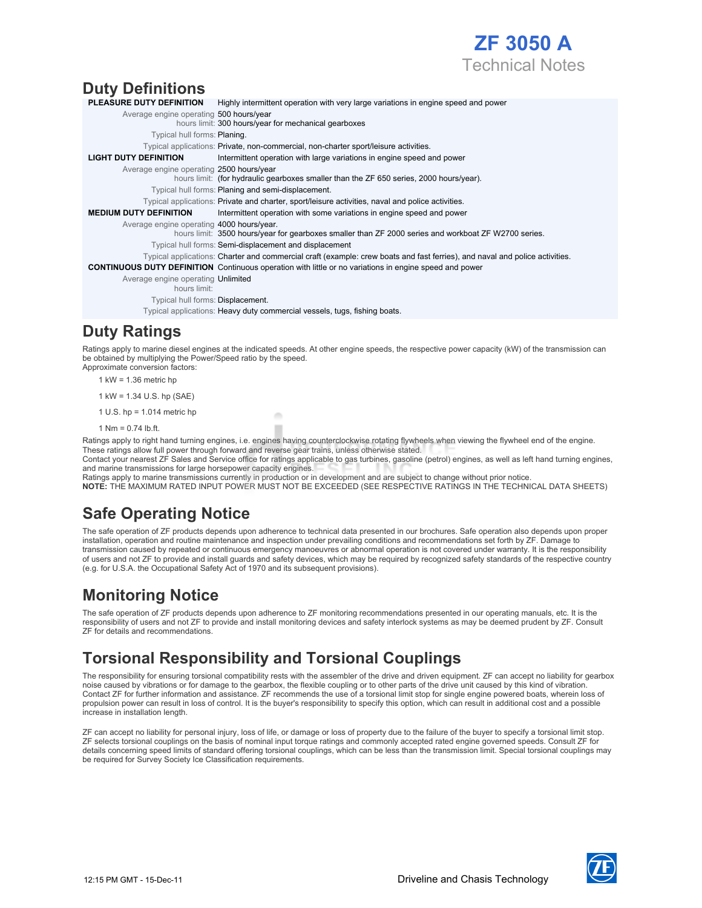## Duty Definitions

| | |
|---|---|
| **PLEASURE DUTY DEFINITION** | Highly intermittent operation with very large variations in engine speed and power |
| Average engine operating hours limit: | 500 hours/year<br>300 hours/year for mechanical gearboxes |
| Typical hull forms: | Planing. |
| Typical applications: | Private, non-commercial, non-charter sport/leisure activities. |
| **LIGHT DUTY DEFINITION** | Intermittent operation with large variations in engine speed and power |
| Average engine operating hours limit: | 2500 hours/year<br>(for hydraulic gearboxes smaller than the ZF 650 series, 2000 hours/year). |
| Typical hull forms: | Planing and semi-displacement. |
| Typical applications: | Private and charter, sport/leisure activities, naval and police activities. |
| **MEDIUM DUTY DEFINITION** | Intermittent operation with some variations in engine speed and power |
| Average engine operating hours limit: | 4000 hours/year.<br>3500 hours/year for gearboxes smaller than ZF 2000 series and workboat ZF W2700 series. |
| Typical hull forms: | Semi-displacement and displacement |
| Typical applications: | Charter and commercial craft (example: crew boats and fast ferries), and naval and police activities. |
| **CONTINUOUS DUTY DEFINITION** | Continuous operation with little or no variations in engine speed and power |
| Average engine operating hours limit: | Unlimited |
| Typical hull forms: | Displacement. |
| Typical applications: | Heavy duty commercial vessels, tugs, fishing boats. |

## Duty Ratings

Ratings apply to marine diesel engines at the indicated speeds. At other engine speeds, the respective power capacity (kW) of the transmission can be obtained by multiplying the Power/Speed ratio by the speed.
Approximate conversion factors:

1 kW = 1.36 metric hp

1 kW = 1.34 U.S. hp (SAE)

1 U.S. hp = 1.014 metric hp

1 Nm = 0.74 lb.ft.

Ratings apply to right hand turning engines, i.e. engines having counterclockwise rotating flywheels when viewing the flywheel end of the engine.
These ratings allow full power through forward and reverse gear trains, unless otherwise stated.
Contact your nearest ZF Sales and Service office for ratings applicable to gas turbines, gasoline (petrol) engines, as well as left hand turning engines, and marine transmissions for large horsepower capacity engines.
Ratings apply to marine transmissions currently in production or in development and are subject to change without prior notice.
**NOTE:** THE MAXIMUM RATED INPUT POWER MUST NOT BE EXCEEDED (SEE RESPECTIVE RATINGS IN THE TECHNICAL DATA SHEETS)

## Safe Operating Notice

The safe operation of ZF products depends upon adherence to technical data presented in our brochures. Safe operation also depends upon proper installation, operation and routine maintenance and inspection under prevailing conditions and recommendations set forth by ZF. Damage to transmission caused by repeated or continuous emergency manoeuvres or abnormal operation is not covered under warranty. It is the responsibility of users and not ZF to provide and install guards and safety devices, which may be required by recognized safety standards of the respective country (e.g. for U.S.A. the Occupational Safety Act of 1970 and its subsequent provisions).

## Monitoring Notice

The safe operation of ZF products depends upon adherence to ZF monitoring recommendations presented in our operating manuals, etc. It is the responsibility of users and not ZF to provide and install monitoring devices and safety interlock systems as may be deemed prudent by ZF. Consult ZF for details and recommendations.

## Torsional Responsibility and Torsional Couplings

The responsibility for ensuring torsional compatibility rests with the assembler of the drive and driven equipment. ZF can accept no liability for gearbox noise caused by vibrations or for damage to the gearbox, the flexible coupling or to other parts of the drive unit caused by this kind of vibration. Contact ZF for further information and assistance. ZF recommends the use of a torsional limit stop for single engine powered boats, wherein loss of propulsion power can result in loss of control. It is the buyer's responsibility to specify this option, which can result in additional cost and a possible increase in installation length.

ZF can accept no liability for personal injury, loss of life, or damage or loss of property due to the failure of the buyer to specify a torsional limit stop. ZF selects torsional couplings on the basis of nominal input torque ratings and commonly accepted rated engine governed speeds. Consult ZF for details concerning speed limits of standard offering torsional couplings, which can be less than the transmission limit. Special torsional couplings may be required for Survey Society Ice Classification requirements.